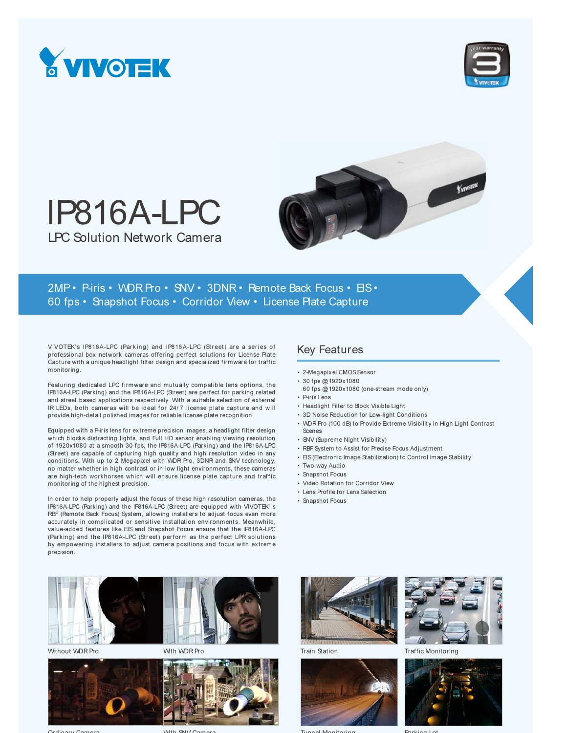# IP816A-LPC

## LPC Solution Network Camera

2MP • P-iris • WDR Pro • SNV • 3DNR • Remote Back Focus • EIS • 60 fps • Snapshot Focus • Corridor View • License Plate Capture

VIVOTEK's IP816A-LPC (Parking) and IP816A-LPC (Street) are a series of professional box network cameras offering perfect solutions for License Plate Capture with a unique headlight filter design and specialized firmware for traffic monitoring.

Featuring dedicated LPC firmware and mutually compatible lens options, the IP816A-LPC (Parking) and the IP816A-LPC (Street) are perfect for parking related and street based applications respectively. With a suitable selection of external IR LEDs, both cameras will be ideal for 24/7 license plate capture and will provide high-detail polished images for reliable license plate recognition.

Equipped with a P-iris lens for extreme precision images, a headlight filter design which blocks distracting lights, and Full HD sensor enabling viewing resolution of 1920x1080 at a smooth 30 fps, the IP816A-LPC (Parking) and the IP816A-LPC (Street) are capable of capturing high quality and high resolution video in any conditions. With up to 2 Megapixel with WDR Pro, 3DNR and SNV technology, no matter whether in high contrast or in low light environments, these cameras are high-tech workhorses which will ensure license plate capture and traffic monitoring of the highest precision.

In order to help properly adjust the focus of these high resolution cameras, the IP816A-LPC (Parking) and the IP816A-LPC (Street) are equipped with VIVOTEK's RBF (Remote Back Focus) System, allowing installers to adjust focus even more accurately in complicated or sensitive installation environments. Meanwhile, value-added features like EIS and Snapshot Focus ensure that the IP816A-LPC (Parking) and the IP816A-LPC (Street) perform as the perfect LPR solutions by empowering installers to adjust camera positions and focus with extreme precision.

## Key Features

- 2-Megapixel CMOS Sensor
- 30 fps @ 1920x1080
  60 fps @ 1920x1080 (one-stream mode only)
- P-iris Lens
- Headlight Filter to Block Visible Light
- 3D Noise Reduction for Low-light Conditions
- WDR Pro (100 dB) to Provide Extreme Visibility in High Light Contrast Scenes
- SNV (Supreme Night Visibility)
- RBF System to Assist for Precise Focus Adjustment
- EIS (Electronic Image Stabilization) to Control Image Stability
- Two-way Audio
- Snapshot Focus
- Video Rotation for Corridor View
- Lens Profile for Lens Selection
- Snapshot Focus

Without WDR Pro

With WDR Pro

Train Station

Traffic Monitoring

Ordinary Camera

With SNV Camera

Tunnel Monitoring

Parking Lot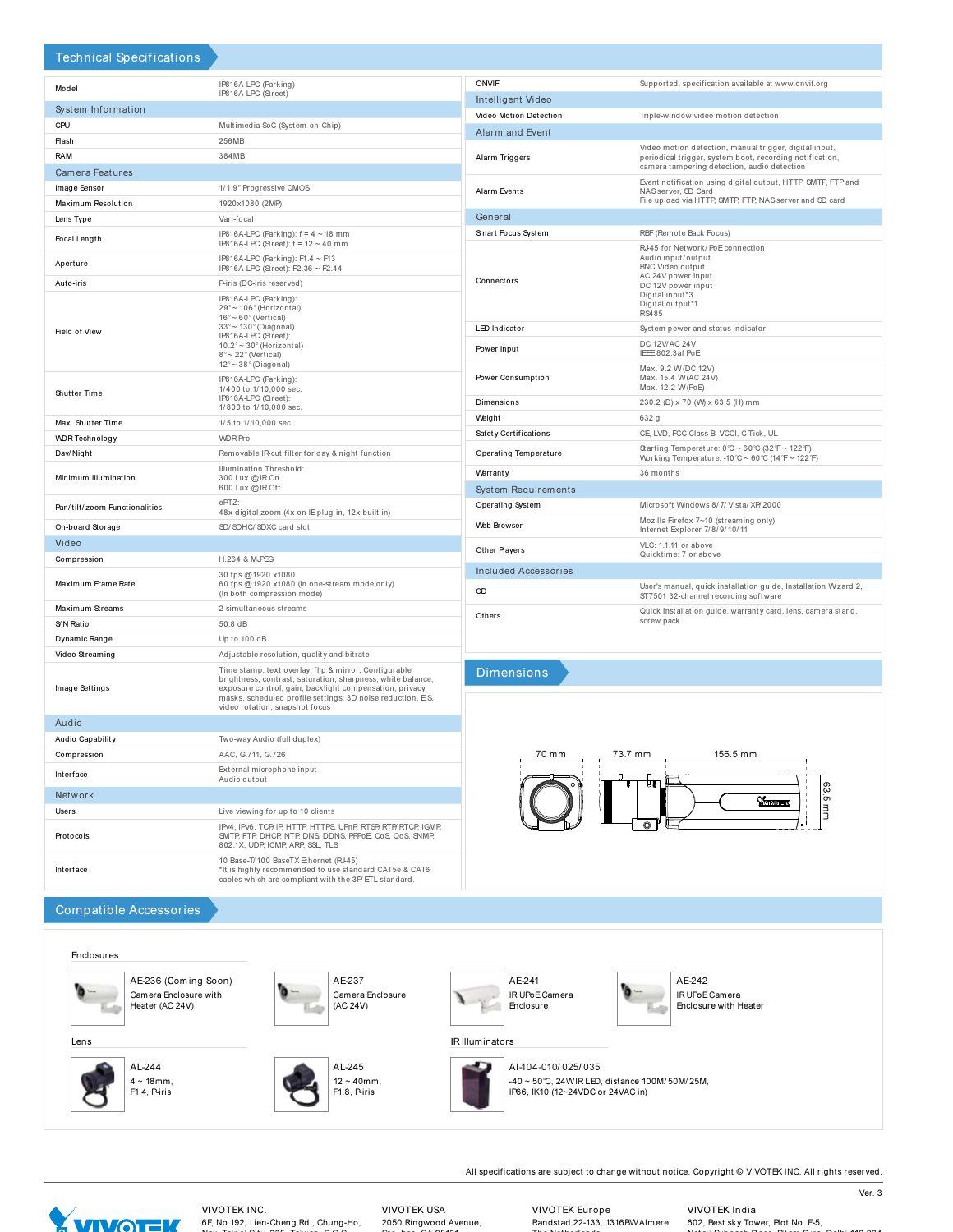## Technical Specifications

| | |
|---|---|
| Model | IP816A-LPC (Parking)<br>IP816A-LPC (Street) |
| **System Information** | |
| CPU | Multimedia SoC (System-on-Chip) |
| Flash | 256MB |
| RAM | 384MB |
| **Camera Features** | |
| Image Sensor | 1/1.9" Progressive CMOS |
| Maximum Resolution | 1920x1080 (2MP) |
| Lens Type | Vari-focal |
| Focal Length | IP816A-LPC (Parking): f = 4 ~ 18 mm<br>IP816A-LPC (Street): f = 12 ~ 40 mm |
| Aperture | IP816A-LPC (Parking): F1.4 ~ F13<br>IP816A-LPC (Street): F2.36 ~ F2.44 |
| Auto-iris | P-iris (DC-iris reserved) |
| Field of View | IP816A-LPC (Parking):<br>29° ~ 106° (Horizontal)<br>16° ~ 60° (Vertical)<br>33° ~ 130° (Diagonal)<br>IP816A-LPC (Street):<br>10.2° ~ 30° (Horizontal)<br>8° ~ 22° (Vertical)<br>12° ~ 38° (Diagonal) |
| Shutter Time | IP816A-LPC (Parking):<br>1/400 to 1/10,000 sec.<br>IP816A-LPC (Street):<br>1/800 to 1/10,000 sec. |
| Max. Shutter Time | 1/5 to 1/10,000 sec. |
| WDR Technology | WDR Pro |
| Day/Night | Removable IR-cut filter for day & night function |
| Minimum Illumination | Illumination Threshold:<br>300 Lux @ IR On<br>600 Lux @ IR Off |
| Pan/tilt/zoom Functionalities | ePTZ:<br>48x digital zoom (4x on IE plug-in, 12x built in) |
| On-board Storage | SD/SDHC/SDXC card slot |
| **Video** | |
| Compression | H.264 & MJPEG |
| Maximum Frame Rate | 30 fps @ 1920 x1080<br>60 fps @ 1920 x1080 (In one-stream mode only)<br>(In both compression mode) |
| Maximum Streams | 2 simultaneous streams |
| S/N Ratio | 50.8 dB |
| Dynamic Range | Up to 100 dB |
| Video Streaming | Adjustable resolution, quality and bitrate |
| Image Settings | Time stamp, text overlay, flip & mirror; Configurable brightness, contrast, saturation, sharpness, white balance, exposure control, gain, backlight compensation, privacy masks, scheduled profile settings; 3D noise reduction, EIS, video rotation, snapshot focus |
| **Audio** | |
| Audio Capability | Two-way Audio (full duplex) |
| Compression | AAC, G.711, G.726 |
| Interface | External microphone input<br>Audio output |
| **Network** | |
| Users | Live viewing for up to 10 clients |
| Protocols | IPv4, IPv6, TCP/IP, HTTP, HTTPS, UPnP, RTSP/RTP/RTCP, IGMP, SMTP, FTP, DHCP, NTP, DNS, DDNS, PPPoE, CoS, QoS, SNMP, 802.1X, UDP, ICMP, ARP, SSL, TLS |
| Interface | 10 Base-T/100 BaseTX Ethernet (RJ-45)<br>*It is highly recommended to use standard CAT5e & CAT6 cables which are compliant with the 3P/ETL standard. |
| ONVIF | Supported, specification available at www.onvif.org |
| **Intelligent Video** | |
| Video Motion Detection | Triple-window video motion detection |
| **Alarm and Event** | |
| Alarm Triggers | Video motion detection, manual trigger, digital input, periodical trigger, system boot, recording notification, camera tampering detection, audio detection |
| Alarm Events | Event notification using digital output, HTTP, SMTP, FTP and NAS server, SD Card<br>File upload via HTTP, SMTP, FTP, NAS server and SD card |
| **General** | |
| Smart Focus System | RBF (Remote Back Focus) |
| Connectors | RJ-45 for Network/PoE connection<br>Audio input/output<br>BNC Video output<br>AC 24V power input<br>DC 12V power input<br>Digital input*3<br>Digital output*1<br>RS485 |
| LED Indicator | System power and status indicator |
| Power Input | DC 12V/AC 24V<br>IEEE 802.3af PoE |
| Power Consumption | Max. 9.2 W (DC 12V)<br>Max. 15.4 W (AC 24V)<br>Max. 12.2 W (PoE) |
| Dimensions | 230.2 (D) x 70 (W) x 63.5 (H) mm |
| Weight | 632 g |
| Safety Certifications | CE, LVD, FCC Class B, VCCI, C-Tick, UL |
| Operating Temperature | Starting Temperature: 0°C ~ 60°C (32°F ~ 122°F)<br>Working Temperature: -10°C ~ 60°C (14°F ~ 122°F) |
| Warranty | 36 months |
| **System Requirements** | |
| Operating System | Microsoft Windows 8/7/Vista/XP/2000 |
| Web Browser | Mozilla Firefox 7~10 (streaming only)<br>Internet Explorer 7/8/9/10/11 |
| Other Players | VLC: 1.1.11 or above<br>Quicktime: 7 or above |
| **Included Accessories** | |
| CD | User's manual, quick installation guide, Installation Wizard 2, ST7501 32-channel recording software |
| Others | Quick installation guide, warranty card, lens, camera stand, screw pack |

## Dimensions

70 mm
73.7 mm
156.5 mm
63.5 mm

## Compatible Accessories

### Enclosures

- **AE-236 (Coming Soon)** Camera Enclosure with Heater (AC 24V)
- **AE-237** Camera Enclosure (AC 24V)
- **AE-241** IR UPoE Camera Enclosure
- **AE-242** IR UPoE Camera Enclosure with Heater

### Lens

- **AL-244** 4 ~ 18mm, F1.4, P-iris
- **AL-245** 12 ~ 40mm, F1.8, P-iris

### IR Illuminators

- **AI-104-010/025/035** -40 ~ 50°C, 24W IR LED, distance 100M/50M/25M, IP66, IK10 (12~24VDC or 24VAC in)

All specifications are subject to change without notice. Copyright © VIVOTEK INC. All rights reserved.

Ver. 3

VIVOTEK INC.
6F, No.192, Lien-Cheng Rd., Chung-Ho,

VIVOTEK USA
2050 Ringwood Avenue,

VIVOTEK Europe
Randstad 22-133, 1316BW Almere,

VIVOTEK India
602, Best sky Tower, Plot No. F-5,